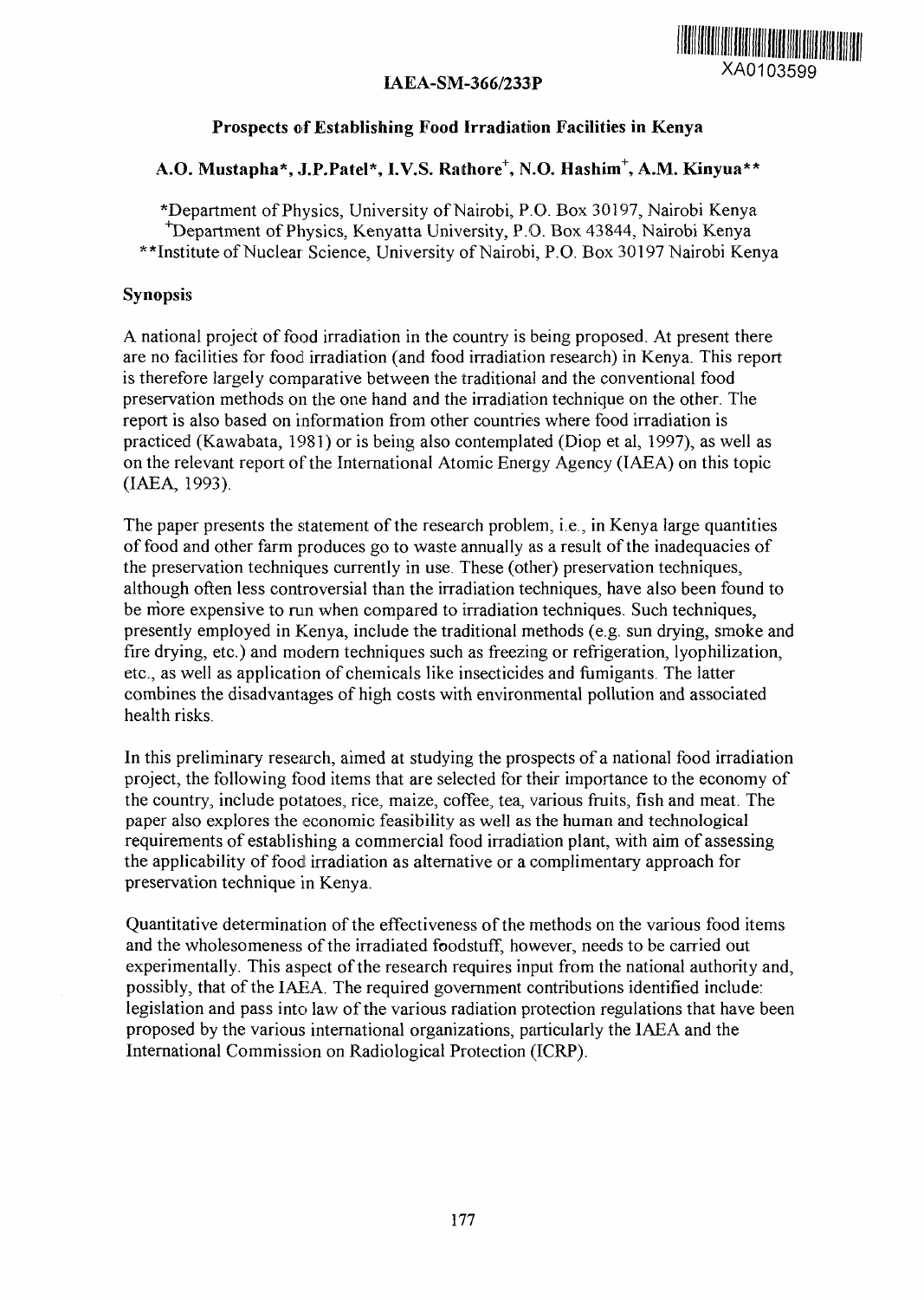XA0103599

IAEA-SM-366/233P

# Prospects of Establishing Food Irradiation Facilities in Kenya

**A.O. Mustapha\*, J.P.Patel\*, I.V.S. Rathore[+], N.O. Hashim[+], A.M. Kinyua\*\***

\*Department of Physics, University of Nairobi, P.O. Box 30197, Nairobi Kenya
[+]Department of Physics, Kenyatta University, P.O. Box 43844, Nairobi Kenya
\*\*Institute of Nuclear Science, University of Nairobi, P.O. Box 30197 Nairobi Kenya

## Synopsis

A national project of food irradiation in the country is being proposed. At present there are no facilities for food irradiation (and food irradiation research) in Kenya. This report is therefore largely comparative between the traditional and the conventional food preservation methods on the one hand and the irradiation technique on the other. The report is also based on information from other countries where food irradiation is practiced (Kawabata, 1981) or is being also contemplated (Diop et al, 1997), as well as on the relevant report of the International Atomic Energy Agency (IAEA) on this topic (IAEA, 1993).

The paper presents the statement of the research problem, i.e., in Kenya large quantities of food and other farm produces go to waste annually as a result of the inadequacies of the preservation techniques currently in use. These (other) preservation techniques, although often less controversial than the irradiation techniques, have also been found to be more expensive to run when compared to irradiation techniques. Such techniques, presently employed in Kenya, include the traditional methods (e.g. sun drying, smoke and fire drying, etc.) and modern techniques such as freezing or refrigeration, lyophilization, etc., as well as application of chemicals like insecticides and fumigants. The latter combines the disadvantages of high costs with environmental pollution and associated health risks.

In this preliminary research, aimed at studying the prospects of a national food irradiation project, the following food items that are selected for their importance to the economy of the country, include potatoes, rice, maize, coffee, tea, various fruits, fish and meat. The paper also explores the economic feasibility as well as the human and technological requirements of establishing a commercial food irradiation plant, with aim of assessing the applicability of food irradiation as alternative or a complimentary approach for preservation technique in Kenya.

Quantitative determination of the effectiveness of the methods on the various food items and the wholesomeness of the irradiated foodstuff, however, needs to be carried out experimentally. This aspect of the research requires input from the national authority and, possibly, that of the IAEA. The required government contributions identified include: legislation and pass into law of the various radiation protection regulations that have been proposed by the various international organizations, particularly the IAEA and the International Commission on Radiological Protection (ICRP).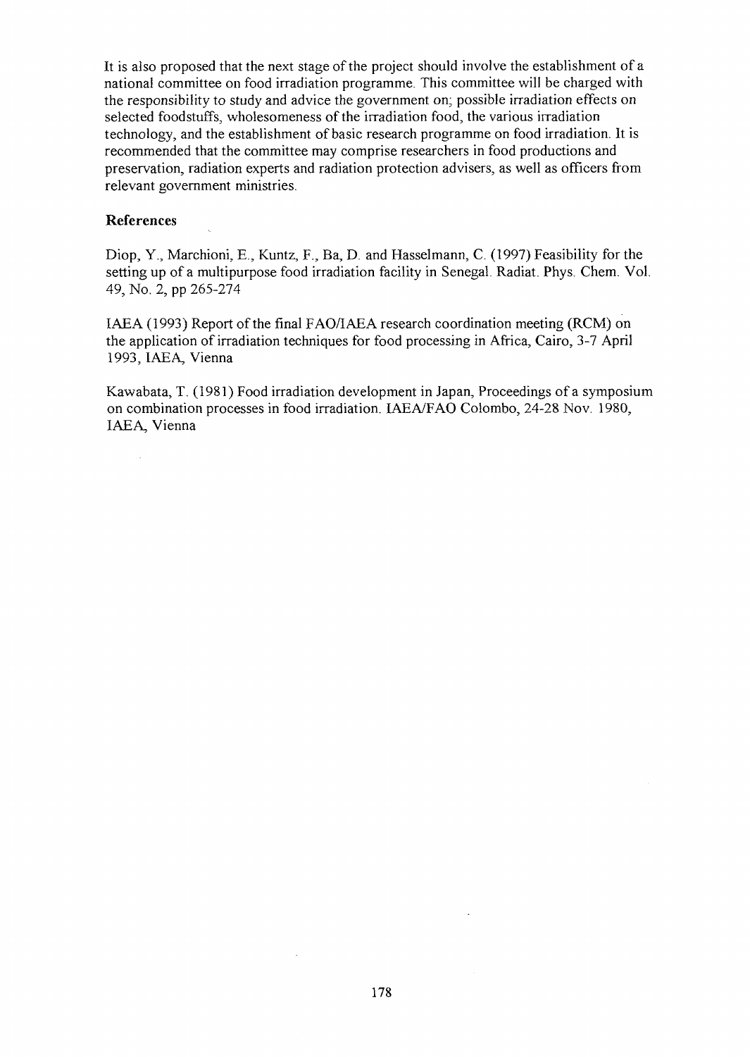It is also proposed that the next stage of the project should involve the establishment of a national committee on food irradiation programme. This committee will be charged with the responsibility to study and advice the government on; possible irradiation effects on selected foodstuffs, wholesomeness of the irradiation food, the various irradiation technology, and the establishment of basic research programme on food irradiation. It is recommended that the committee may comprise researchers in food productions and preservation, radiation experts and radiation protection advisers, as well as officers from relevant government ministries.

## References

Diop, Y., Marchioni, E., Kuntz, F., Ba, D. and Hasselmann, C. (1997) Feasibility for the setting up of a multipurpose food irradiation facility in Senegal. Radiat. Phys. Chem. Vol. 49, No. 2, pp 265-274

IAEA (1993) Report of the final FAO/IAEA research coordination meeting (RCM) on the application of irradiation techniques for food processing in Africa, Cairo, 3-7 April 1993, IAEA, Vienna

Kawabata, T. (1981) Food irradiation development in Japan, Proceedings of a symposium on combination processes in food irradiation. IAEA/FAO Colombo, 24-28 Nov. 1980, IAEA, Vienna